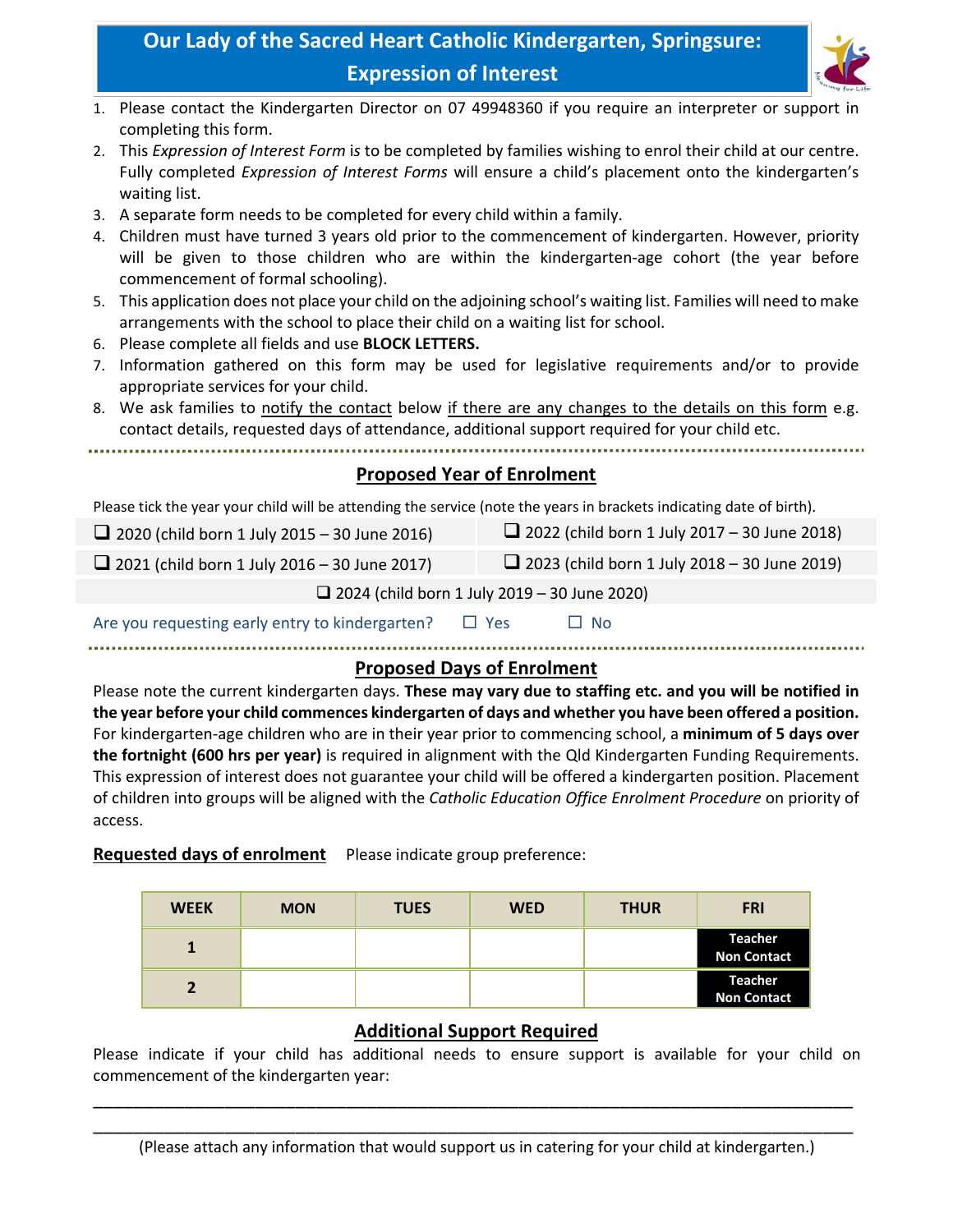# Our Lady of the Sacred Heart Catholic Kindergarten, Springsure: Expression of Interest

1. Please contact the Kindergarten Director on 07 49948360 if you require an interpreter or support in completing this form.
2. This *Expression of Interest Form is* to be completed by families wishing to enrol their child at our centre. Fully completed *Expression of Interest Forms* will ensure a child's placement onto the kindergarten's waiting list.
3. A separate form needs to be completed for every child within a family.
4. Children must have turned 3 years old prior to the commencement of kindergarten. However, priority will be given to those children who are within the kindergarten-age cohort (the year before commencement of formal schooling).
5. This application does not place your child on the adjoining school's waiting list. Families will need to make arrangements with the school to place their child on a waiting list for school.
6. Please complete all fields and use **BLOCK LETTERS.**
7. Information gathered on this form may be used for legislative requirements and/or to provide appropriate services for your child.
8. We ask families to notify the contact below if there are any changes to the details on this form e.g. contact details, requested days of attendance, additional support required for your child etc.

## Proposed Year of Enrolment

Please tick the year your child will be attending the service (note the years in brackets indicating date of birth).

❑ 2020 (child born 1 July 2015 – 30 June 2016)

❑ 2021 (child born 1 July 2016 – 30 June 2017)

❑ 2022 (child born 1 July 2017 – 30 June 2018)

❑ 2023 (child born 1 July 2018 – 30 June 2019)

❑ 2024 (child born 1 July 2019 – 30 June 2020)

Are you requesting early entry to kindergarten? ☐ Yes ☐ No

## Proposed Days of Enrolment

Please note the current kindergarten days. **These may vary due to staffing etc. and you will be notified in the year before your child commences kindergarten of days and whether you have been offered a position.** For kindergarten-age children who are in their year prior to commencing school, a **minimum of 5 days over the fortnight (600 hrs per year)** is required in alignment with the Qld Kindergarten Funding Requirements. This expression of interest does not guarantee your child will be offered a kindergarten position. Placement of children into groups will be aligned with the *Catholic Education Office Enrolment Procedure* on priority of access.

**Requested days of enrolment** Please indicate group preference:

| WEEK | MON | TUES | WED | THUR | FRI |
|---|---|---|---|---|---|
| 1 | | | | | Teacher Non Contact |
| 2 | | | | | Teacher Non Contact |

## Additional Support Required

Please indicate if your child has additional needs to ensure support is available for your child on commencement of the kindergarten year:

_______________________________________________________________________________

_______________________________________________________________________________

(Please attach any information that would support us in catering for your child at kindergarten.)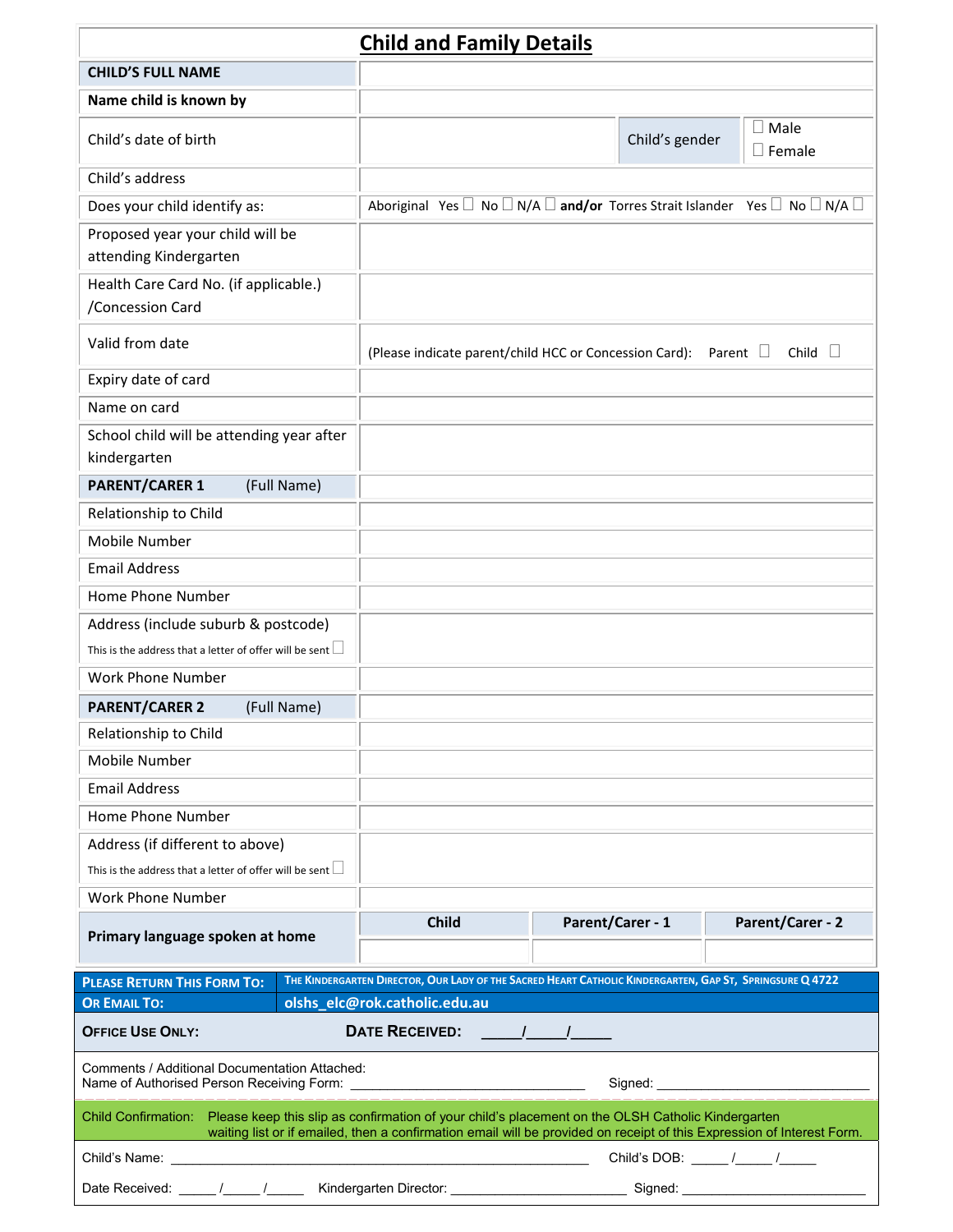# Child and Family Details

| | | | |
|---|---|---|---|
| **CHILD'S FULL NAME** | | | |
| **Name child is known by** | | | |
| Child's date of birth | | Child's gender | ☐ Male ☐ Female |
| Child's address | | | |
| Does your child identify as: | Aboriginal Yes ☐ No ☐ N/A ☐ **and/or** Torres Strait Islander Yes ☐ No ☐ N/A ☐ | | |
| Proposed year your child will be attending Kindergarten | | | |
| Health Care Card No. (if applicable.) /Concession Card | | | |
| Valid from date | (Please indicate parent/child HCC or Concession Card): Parent ☐ Child ☐ | | |
| Expiry date of card | | | |
| Name on card | | | |
| School child will be attending year after kindergarten | | | |
| **PARENT/CARER 1** (Full Name) | | | |
| Relationship to Child | | | |
| Mobile Number | | | |
| Email Address | | | |
| Home Phone Number | | | |
| Address (include suburb & postcode) This is the address that a letter of offer will be sent ☐ | | | |
| Work Phone Number | | | |
| **PARENT/CARER 2** (Full Name) | | | |
| Relationship to Child | | | |
| Mobile Number | | | |
| Email Address | | | |
| Home Phone Number | | | |
| Address (if different to above) This is the address that a letter of offer will be sent ☐ | | | |
| Work Phone Number | | | |
| **Primary language spoken at home** | **Child** | **Parent/Carer - 1** | **Parent/Carer - 2** |
| | | | |

| | |
|---|---|
| **PLEASE RETURN THIS FORM TO:** | **THE KINDERGARTEN DIRECTOR, OUR LADY OF THE SACRED HEART CATHOLIC KINDERGARTEN, GAP ST, SPRINGSURE Q 4722** |
| **OR EMAIL TO:** | **olshs_elc@rok.catholic.edu.au** |

**OFFICE USE ONLY:** **DATE RECEIVED:** _____/_____/_____

Comments / Additional Documentation Attached:

Name of Authorised Person Receiving Form: ______________________________ Signed: ____________________________

Child Confirmation: Please keep this slip as confirmation of your child's placement on the OLSH Catholic Kindergarten waiting list or if emailed, then a confirmation email will be provided on receipt of this Expression of Interest Form.

Child's Name: __________________________________________________________ Child's DOB: _____/_____/_____

Date Received: _____/_____/_____ Kindergarten Director: _______________________ Signed: _________________________